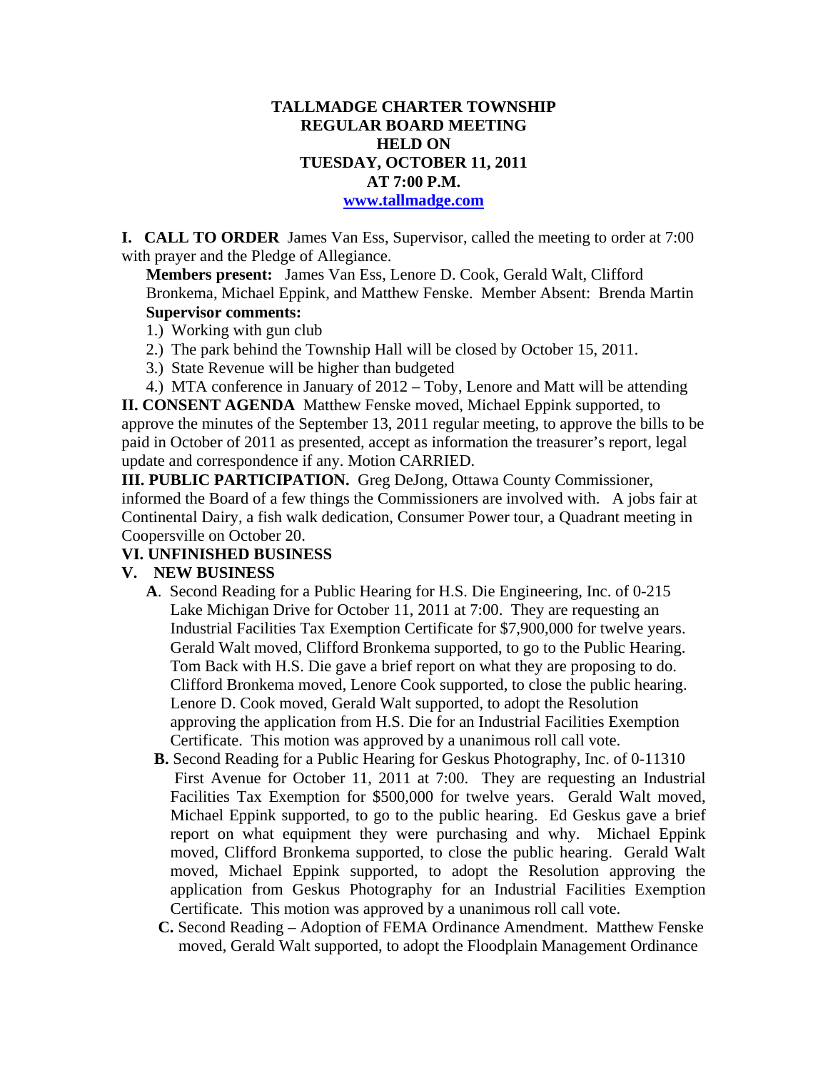# TALLMADGE CHARTER TOWNSHIP
## REGULAR BOARD MEETING
## HELD ON
## TUESDAY, OCTOBER 11, 2011
## AT 7:00 P.M.

www.tallmadge.com

**I. CALL TO ORDER** James Van Ess, Supervisor, called the meeting to order at 7:00 with prayer and the Pledge of Allegiance.

**Members present:** James Van Ess, Lenore D. Cook, Gerald Walt, Clifford Bronkema, Michael Eppink, and Matthew Fenske. Member Absent: Brenda Martin

**Supervisor comments:**

1.) Working with gun club
2.) The park behind the Township Hall will be closed by October 15, 2011.
3.) State Revenue will be higher than budgeted
4.) MTA conference in January of 2012 – Toby, Lenore and Matt will be attending

**II. CONSENT AGENDA** Matthew Fenske moved, Michael Eppink supported, to approve the minutes of the September 13, 2011 regular meeting, to approve the bills to be paid in October of 2011 as presented, accept as information the treasurer's report, legal update and correspondence if any. Motion CARRIED.

**III. PUBLIC PARTICIPATION.** Greg DeJong, Ottawa County Commissioner, informed the Board of a few things the Commissioners are involved with. A jobs fair at Continental Dairy, a fish walk dedication, Consumer Power tour, a Quadrant meeting in Coopersville on October 20.

**VI. UNFINISHED BUSINESS**

**V. NEW BUSINESS**

**A**. Second Reading for a Public Hearing for H.S. Die Engineering, Inc. of 0-215 Lake Michigan Drive for October 11, 2011 at 7:00. They are requesting an Industrial Facilities Tax Exemption Certificate for $7,900,000 for twelve years. Gerald Walt moved, Clifford Bronkema supported, to go to the Public Hearing. Tom Back with H.S. Die gave a brief report on what they are proposing to do. Clifford Bronkema moved, Lenore Cook supported, to close the public hearing. Lenore D. Cook moved, Gerald Walt supported, to adopt the Resolution approving the application from H.S. Die for an Industrial Facilities Exemption Certificate. This motion was approved by a unanimous roll call vote.

**B.** Second Reading for a Public Hearing for Geskus Photography, Inc. of 0-11310 First Avenue for October 11, 2011 at 7:00. They are requesting an Industrial Facilities Tax Exemption for $500,000 for twelve years. Gerald Walt moved, Michael Eppink supported, to go to the public hearing. Ed Geskus gave a brief report on what equipment they were purchasing and why. Michael Eppink moved, Clifford Bronkema supported, to close the public hearing. Gerald Walt moved, Michael Eppink supported, to adopt the Resolution approving the application from Geskus Photography for an Industrial Facilities Exemption Certificate. This motion was approved by a unanimous roll call vote.

**C.** Second Reading – Adoption of FEMA Ordinance Amendment. Matthew Fenske moved, Gerald Walt supported, to adopt the Floodplain Management Ordinance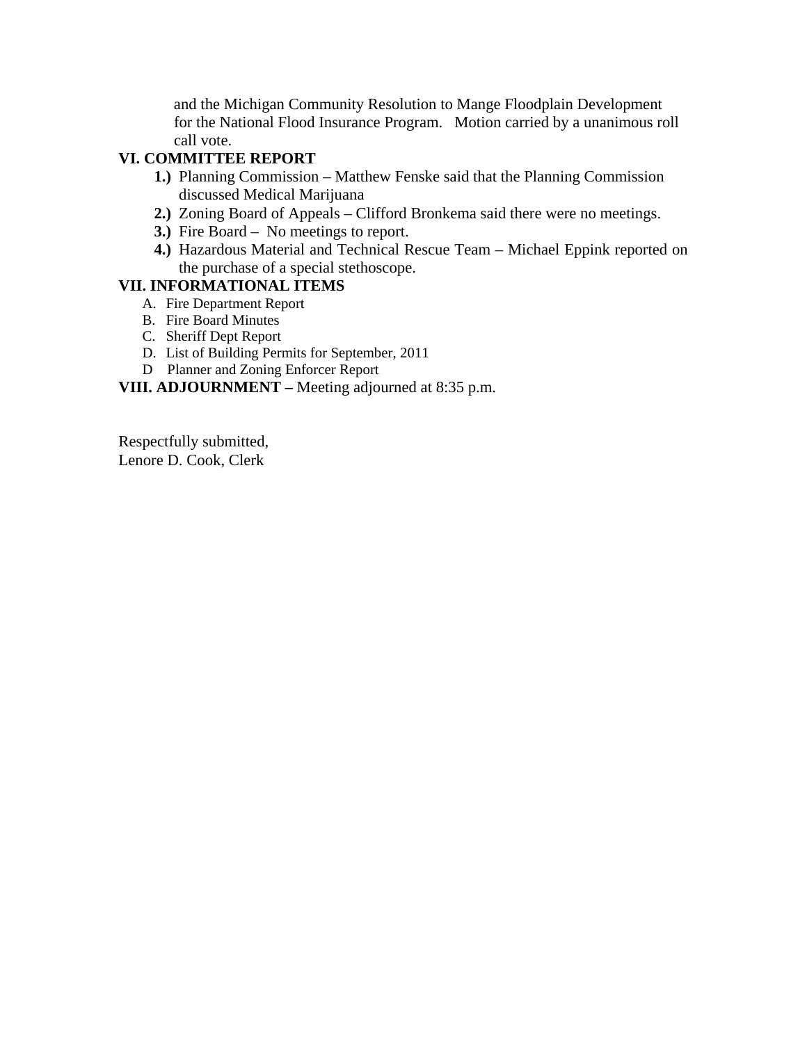and the Michigan Community Resolution to Mange Floodplain Development for the National Flood Insurance Program. Motion carried by a unanimous roll call vote.

**VI. COMMITTEE REPORT**

1.) Planning Commission – Matthew Fenske said that the Planning Commission discussed Medical Marijuana
2.) Zoning Board of Appeals – Clifford Bronkema said there were no meetings.
3.) Fire Board – No meetings to report.
4.) Hazardous Material and Technical Rescue Team – Michael Eppink reported on the purchase of a special stethoscope.

**VII. INFORMATIONAL ITEMS**

A. Fire Department Report
B. Fire Board Minutes
C. Sheriff Dept Report
D. List of Building Permits for September, 2011
D Planner and Zoning Enforcer Report

**VIII. ADJOURNMENT –** Meeting adjourned at 8:35 p.m.

Respectfully submitted,
Lenore D. Cook, Clerk